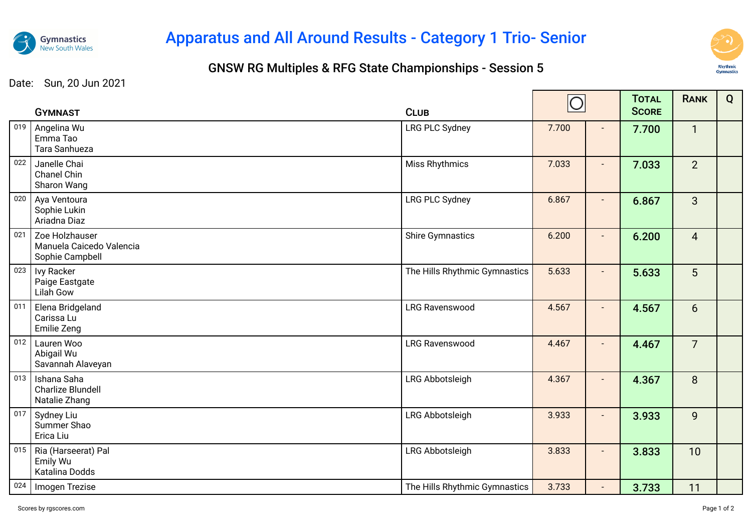# Apparatus and All Around Results - Category 1 Trio- Senior

## GNSW RG Multiples & RFG State Championships - Session 5

Date: Sun, 20 Jun 2021

| | Gymnast | Club | ◯ | | Total Score | Rank | Q |
|---|---|---|---|---|---|---|---|
| 019 | Angelina Wu<br>Emma Tao<br>Tara Sanhueza | LRG PLC Sydney | 7.700 | - | 7.700 | 1 | |
| 022 | Janelle Chai<br>Chanel Chin<br>Sharon Wang | Miss Rhythmics | 7.033 | - | 7.033 | 2 | |
| 020 | Aya Ventoura<br>Sophie Lukin<br>Ariadna Diaz | LRG PLC Sydney | 6.867 | - | 6.867 | 3 | |
| 021 | Zoe Holzhauser<br>Manuela Caicedo Valencia<br>Sophie Campbell | Shire Gymnastics | 6.200 | - | 6.200 | 4 | |
| 023 | Ivy Racker<br>Paige Eastgate<br>Lilah Gow | The Hills Rhythmic Gymnastics | 5.633 | - | 5.633 | 5 | |
| 011 | Elena Bridgeland<br>Carissa Lu<br>Emilie Zeng | LRG Ravenswood | 4.567 | - | 4.567 | 6 | |
| 012 | Lauren Woo<br>Abigail Wu<br>Savannah Alaveyan | LRG Ravenswood | 4.467 | - | 4.467 | 7 | |
| 013 | Ishana Saha<br>Charlize Blundell<br>Natalie Zhang | LRG Abbotsleigh | 4.367 | - | 4.367 | 8 | |
| 017 | Sydney Liu<br>Summer Shao<br>Erica Liu | LRG Abbotsleigh | 3.933 | - | 3.933 | 9 | |
| 015 | Ria (Harseerat) Pal<br>Emily Wu<br>Katalina Dodds | LRG Abbotsleigh | 3.833 | - | 3.833 | 10 | |
| 024 | Imogen Trezise | The Hills Rhythmic Gymnastics | 3.733 | - | 3.733 | 11 | |

Scores by rgscores.com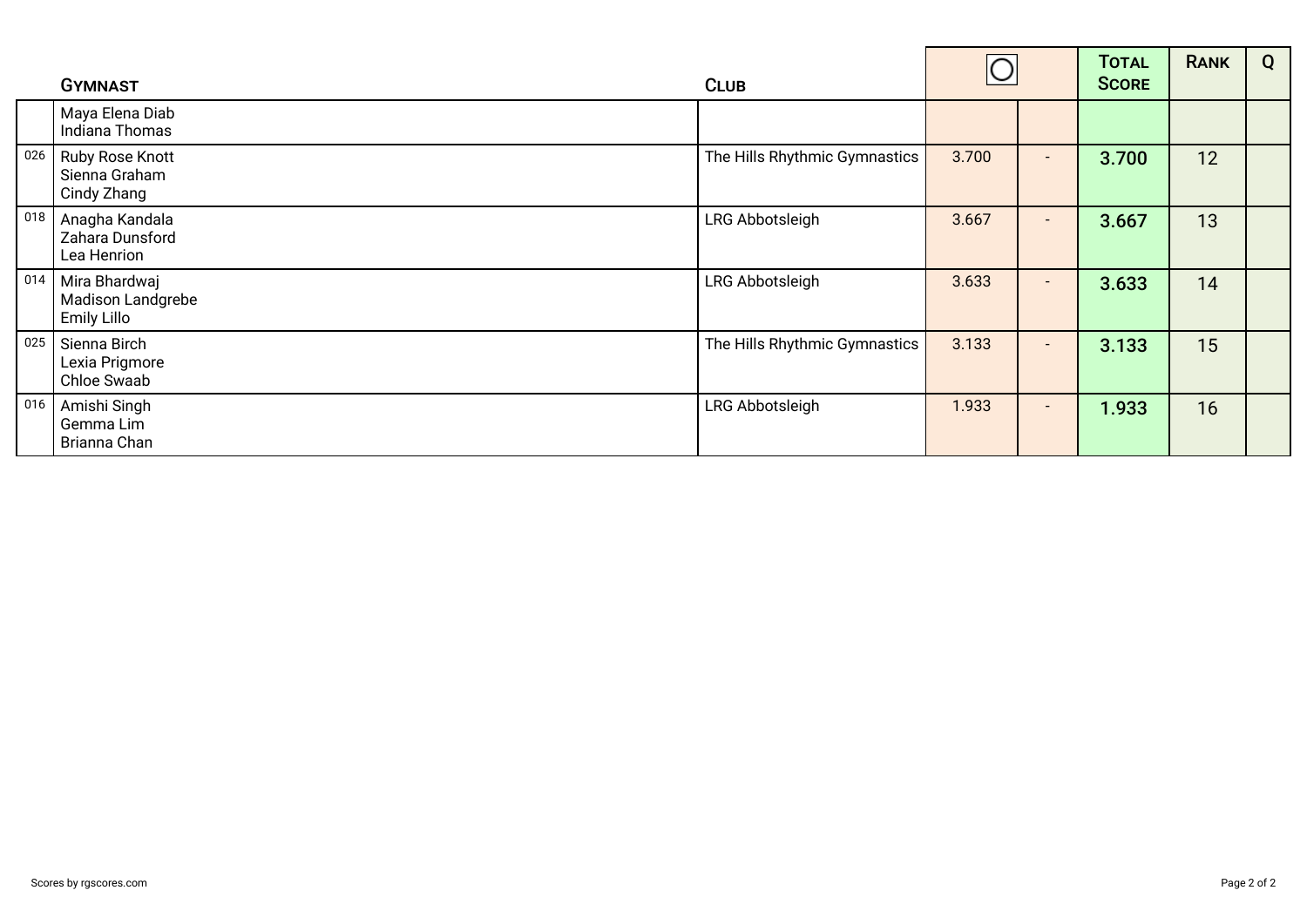| | Gymnast | Club | ○ | | Total Score | Rank | Q |
|---|---|---|---|---|---|---|---|
| | Maya Elena Diab<br>Indiana Thomas | | | | | | |
| 026 | Ruby Rose Knott<br>Sienna Graham<br>Cindy Zhang | The Hills Rhythmic Gymnastics | 3.700 | - | 3.700 | 12 | |
| 018 | Anagha Kandala<br>Zahara Dunsford<br>Lea Henrion | LRG Abbotsleigh | 3.667 | - | 3.667 | 13 | |
| 014 | Mira Bhardwaj<br>Madison Landgrebe<br>Emily Lillo | LRG Abbotsleigh | 3.633 | - | 3.633 | 14 | |
| 025 | Sienna Birch<br>Lexia Prigmore<br>Chloe Swaab | The Hills Rhythmic Gymnastics | 3.133 | - | 3.133 | 15 | |
| 016 | Amishi Singh<br>Gemma Lim<br>Brianna Chan | LRG Abbotsleigh | 1.933 | - | 1.933 | 16 | |

Scores by rgscores.com